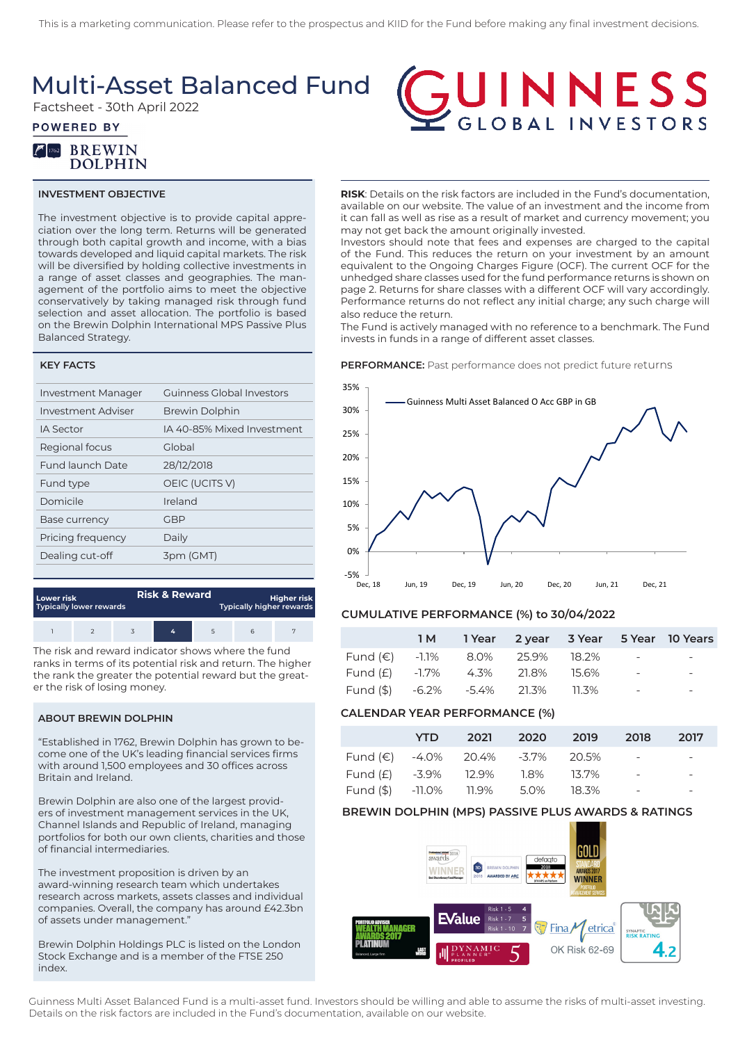This is a marketing communication. Please refer to the prospectus and KIID for the Fund before making any final investment decisions.

# Multi-Asset Balanced Fund

Factsheet - 30th April 2022

POWERED BY

BREWIN DOLPHIN

GUINNESS GLOBAL INVESTORS

## INVESTMENT OBJECTIVE

The investment objective is to provide capital appreciation over the long term. Returns will be generated through both capital growth and income, with a bias towards developed and liquid capital markets. The risk will be diversified by holding collective investments in a range of asset classes and geographies. The management of the portfolio aims to meet the objective conservatively by taking managed risk through fund selection and asset allocation. The portfolio is based on the Brewin Dolphin International MPS Passive Plus Balanced Strategy.

## KEY FACTS

| | |
|---|---|
| Investment Manager | Guinness Global Investors |
| Investment Adviser | Brewin Dolphin |
| IA Sector | IA 40-85% Mixed Investment |
| Regional focus | Global |
| Fund launch Date | 28/12/2018 |
| Fund type | OEIC (UCITS V) |
| Domicile | Ireland |
| Base currency | GBP |
| Pricing frequency | Daily |
| Dealing cut-off | 3pm (GMT) |

**Risk & Reward**

Lower risk — Typically lower rewards | Higher risk — Typically higher rewards

| 1 | 2 | 3 | **4** | 5 | 6 | 7 |
|---|---|---|---|---|---|---|

The risk and reward indicator shows where the fund ranks in terms of its potential risk and return. The higher the rank the greater the potential reward but the greater the risk of losing money.

## ABOUT BREWIN DOLPHIN

"Established in 1762, Brewin Dolphin has grown to become one of the UK's leading financial services firms with around 1,500 employees and 30 offices across Britain and Ireland.

Brewin Dolphin are also one of the largest providers of investment management services in the UK, Channel Islands and Republic of Ireland, managing portfolios for both our own clients, charities and those of financial intermediaries.

The investment proposition is driven by an award-winning research team which undertakes research across markets, assets classes and individual companies. Overall, the company has around £42.3bn of assets under management."

Brewin Dolphin Holdings PLC is listed on the London Stock Exchange and is a member of the FTSE 250 index.

**RISK**: Details on the risk factors are included in the Fund's documentation, available on our website. The value of an investment and the income from it can fall as well as rise as a result of market and currency movement; you may not get back the amount originally invested.

Investors should note that fees and expenses are charged to the capital of the Fund. This reduces the return on your investment by an amount equivalent to the Ongoing Charges Figure (OCF). The current OCF for the unhedged share classes used for the fund performance returns is shown on page 2. Returns for share classes with a different OCF will vary accordingly. Performance returns do not reflect any initial charge; any such charge will also reduce the return.

The Fund is actively managed with no reference to a benchmark. The Fund invests in funds in a range of different asset classes.

**PERFORMANCE:** Past performance does not predict future returns

Guinness Multi Asset Balanced O Acc GBP in GB (chart, Dec 18 – Dec 21)

## CUMULATIVE PERFORMANCE (%) to 30/04/2022

| | 1 M | 1 Year | 2 year | 3 Year | 5 Year | 10 Years |
|---|---|---|---|---|---|---|
| Fund (€) | -1.1% | 8.0% | 25.9% | 18.2% | - | - |
| Fund (£) | -1.7% | 4.3% | 21.8% | 15.6% | - | - |
| Fund ($) | -6.2% | -5.4% | 21.3% | 11.3% | - | - |

## CALENDAR YEAR PERFORMANCE (%)

| | YTD | 2021 | 2020 | 2019 | 2018 | 2017 |
|---|---|---|---|---|---|---|
| Fund (€) | -4.0% | 20.4% | -3.7% | 20.5% | - | - |
| Fund (£) | -3.9% | 12.9% | 1.8% | 13.7% | - | - |
| Fund ($) | -11.0% | 11.9% | 5.0% | 18.3% | - | - |

## BREWIN DOLPHIN (MPS) PASSIVE PLUS AWARDS & RATINGS

Guinness Multi Asset Balanced Fund is a multi-asset fund. Investors should be willing and able to assume the risks of multi-asset investing. Details on the risk factors are included in the Fund's documentation, available on our website.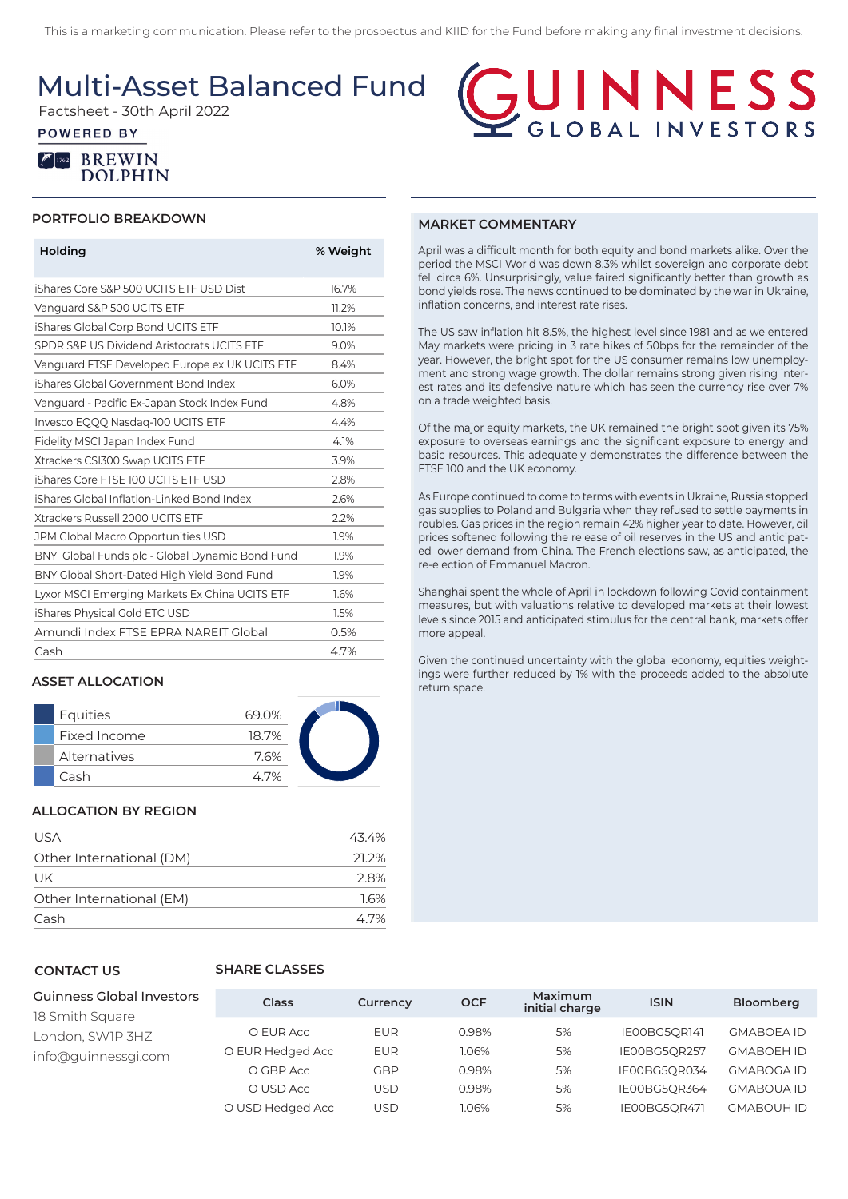This is a marketing communication. Please refer to the prospectus and KIID for the Fund before making any final investment decisions.

# Multi-Asset Balanced Fund

Factsheet - 30th April 2022

POWERED BY

BREWIN DOLPHIN

GUINNESS GLOBAL INVESTORS

## PORTFOLIO BREAKDOWN

| Holding | % Weight |
|---|---|
| iShares Core S&P 500 UCITS ETF USD Dist | 16.7% |
| Vanguard S&P 500 UCITS ETF | 11.2% |
| iShares Global Corp Bond UCITS ETF | 10.1% |
| SPDR S&P US Dividend Aristocrats UCITS ETF | 9.0% |
| Vanguard FTSE Developed Europe ex UK UCITS ETF | 8.4% |
| iShares Global Government Bond Index | 6.0% |
| Vanguard - Pacific Ex-Japan Stock Index Fund | 4.8% |
| Invesco EQQQ Nasdaq-100 UCITS ETF | 4.4% |
| Fidelity MSCI Japan Index Fund | 4.1% |
| Xtrackers CSI300 Swap UCITS ETF | 3.9% |
| iShares Core FTSE 100 UCITS ETF USD | 2.8% |
| iShares Global Inflation-Linked Bond Index | 2.6% |
| Xtrackers Russell 2000 UCITS ETF | 2.2% |
| JPM Global Macro Opportunities USD | 1.9% |
| BNY Global Funds plc - Global Dynamic Bond Fund | 1.9% |
| BNY Global Short-Dated High Yield Bond Fund | 1.9% |
| Lyxor MSCI Emerging Markets Ex China UCITS ETF | 1.6% |
| iShares Physical Gold ETC USD | 1.5% |
| Amundi Index FTSE EPRA NAREIT Global | 0.5% |
| Cash | 4.7% |

## ASSET ALLOCATION

| Asset | % |
|---|---|
| Equities | 69.0% |
| Fixed Income | 18.7% |
| Alternatives | 7.6% |
| Cash | 4.7% |

## ALLOCATION BY REGION

| Region | % |
|---|---|
| USA | 43.4% |
| Other International (DM) | 21.2% |
| UK | 2.8% |
| Other International (EM) | 1.6% |
| Cash | 4.7% |

## MARKET COMMENTARY

April was a difficult month for both equity and bond markets alike. Over the period the MSCI World was down 8.3% whilst sovereign and corporate debt fell circa 6%. Unsurprisingly, value faired significantly better than growth as bond yields rose. The news continued to be dominated by the war in Ukraine, inflation concerns, and interest rate rises.

The US saw inflation hit 8.5%, the highest level since 1981 and as we entered May markets were pricing in 3 rate hikes of 50bps for the remainder of the year. However, the bright spot for the US consumer remains low unemployment and strong wage growth. The dollar remains strong given rising interest rates and its defensive nature which has seen the currency rise over 7% on a trade weighted basis.

Of the major equity markets, the UK remained the bright spot given its 75% exposure to overseas earnings and the significant exposure to energy and basic resources. This adequately demonstrates the difference between the FTSE 100 and the UK economy.

As Europe continued to come to terms with events in Ukraine, Russia stopped gas supplies to Poland and Bulgaria when they refused to settle payments in roubles. Gas prices in the region remain 42% higher year to date. However, oil prices softened following the release of oil reserves in the US and anticipated lower demand from China. The French elections saw, as anticipated, the re-election of Emmanuel Macron.

Shanghai spent the whole of April in lockdown following Covid containment measures, but with valuations relative to developed markets at their lowest levels since 2015 and anticipated stimulus for the central bank, markets offer more appeal.

Given the continued uncertainty with the global economy, equities weightings were further reduced by 1% with the proceeds added to the absolute return space.

## CONTACT US

Guinness Global Investors
18 Smith Square
London, SW1P 3HZ
info@guinnessgi.com

## SHARE CLASSES

| Class | Currency | OCF | Maximum initial charge | ISIN | Bloomberg |
|---|---|---|---|---|---|
| O EUR Acc | EUR | 0.98% | 5% | IE00BG5QR141 | GMABOEA ID |
| O EUR Hedged Acc | EUR | 1.06% | 5% | IE00BG5QR257 | GMABOEH ID |
| O GBP Acc | GBP | 0.98% | 5% | IE00BG5QR034 | GMABOGA ID |
| O USD Acc | USD | 0.98% | 5% | IE00BG5QR364 | GMABOUA ID |
| O USD Hedged Acc | USD | 1.06% | 5% | IE00BG5QR471 | GMABOUH ID |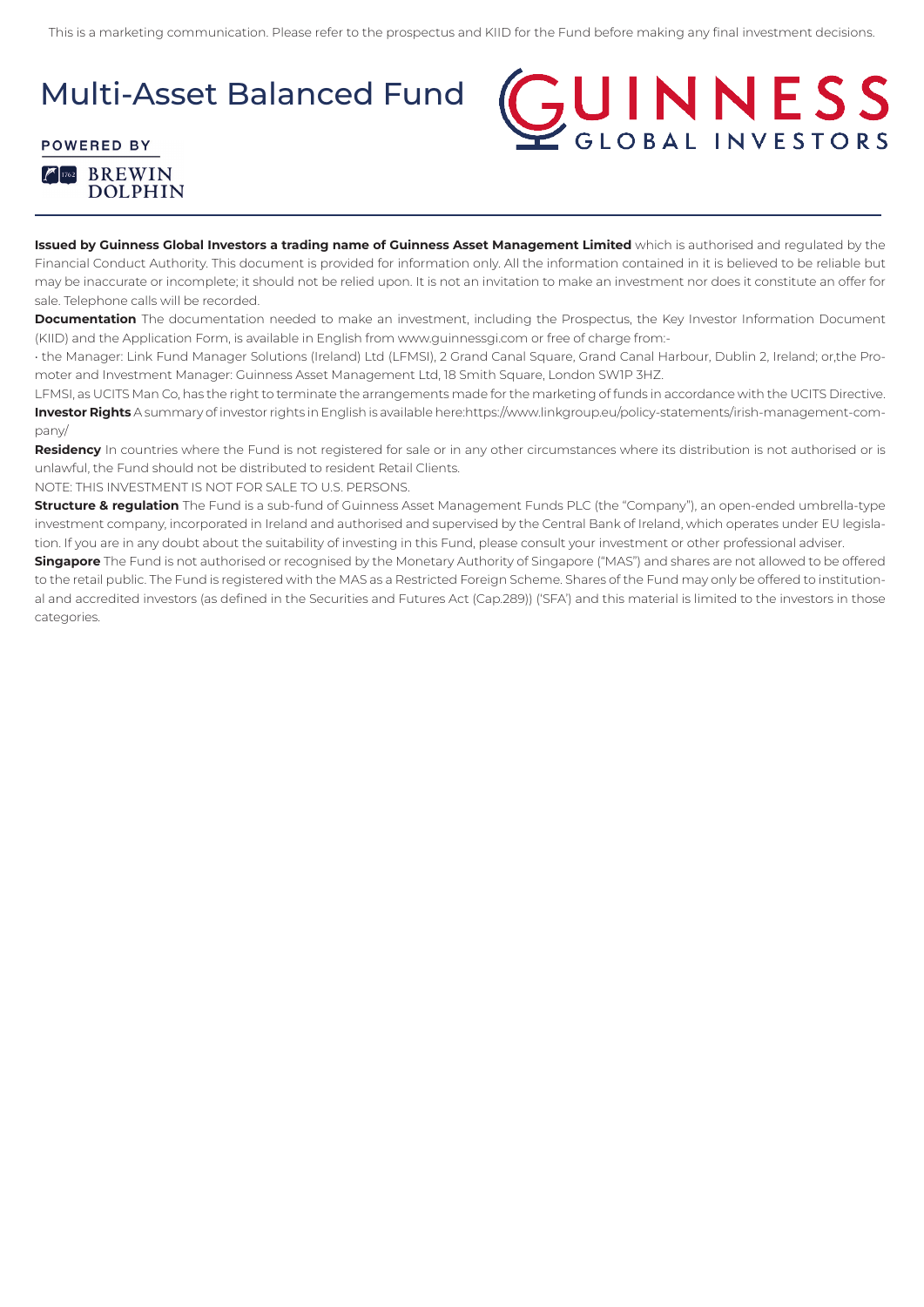This is a marketing communication. Please refer to the prospectus and KIID for the Fund before making any final investment decisions.

# Multi-Asset Balanced Fund

POWERED BY

BREWIN DOLPHIN

GUINNESS GLOBAL INVESTORS

**Issued by Guinness Global Investors a trading name of Guinness Asset Management Limited** which is authorised and regulated by the Financial Conduct Authority. This document is provided for information only. All the information contained in it is believed to be reliable but may be inaccurate or incomplete; it should not be relied upon. It is not an invitation to make an investment nor does it constitute an offer for sale. Telephone calls will be recorded.

**Documentation** The documentation needed to make an investment, including the Prospectus, the Key Investor Information Document (KIID) and the Application Form, is available in English from www.guinnessgi.com or free of charge from:-

• the Manager: Link Fund Manager Solutions (Ireland) Ltd (LFMSI), 2 Grand Canal Square, Grand Canal Harbour, Dublin 2, Ireland; or,the Promoter and Investment Manager: Guinness Asset Management Ltd, 18 Smith Square, London SW1P 3HZ.

LFMSI, as UCITS Man Co, has the right to terminate the arrangements made for the marketing of funds in accordance with the UCITS Directive.

**Investor Rights** A summary of investor rights in English is available here:https://www.linkgroup.eu/policy-statements/irish-management-company/

**Residency** In countries where the Fund is not registered for sale or in any other circumstances where its distribution is not authorised or is unlawful, the Fund should not be distributed to resident Retail Clients.

NOTE: THIS INVESTMENT IS NOT FOR SALE TO U.S. PERSONS.

**Structure & regulation** The Fund is a sub-fund of Guinness Asset Management Funds PLC (the "Company"), an open-ended umbrella-type investment company, incorporated in Ireland and authorised and supervised by the Central Bank of Ireland, which operates under EU legislation. If you are in any doubt about the suitability of investing in this Fund, please consult your investment or other professional adviser.

**Singapore** The Fund is not authorised or recognised by the Monetary Authority of Singapore ("MAS") and shares are not allowed to be offered to the retail public. The Fund is registered with the MAS as a Restricted Foreign Scheme. Shares of the Fund may only be offered to institutional and accredited investors (as defined in the Securities and Futures Act (Cap.289)) ('SFA') and this material is limited to the investors in those categories.